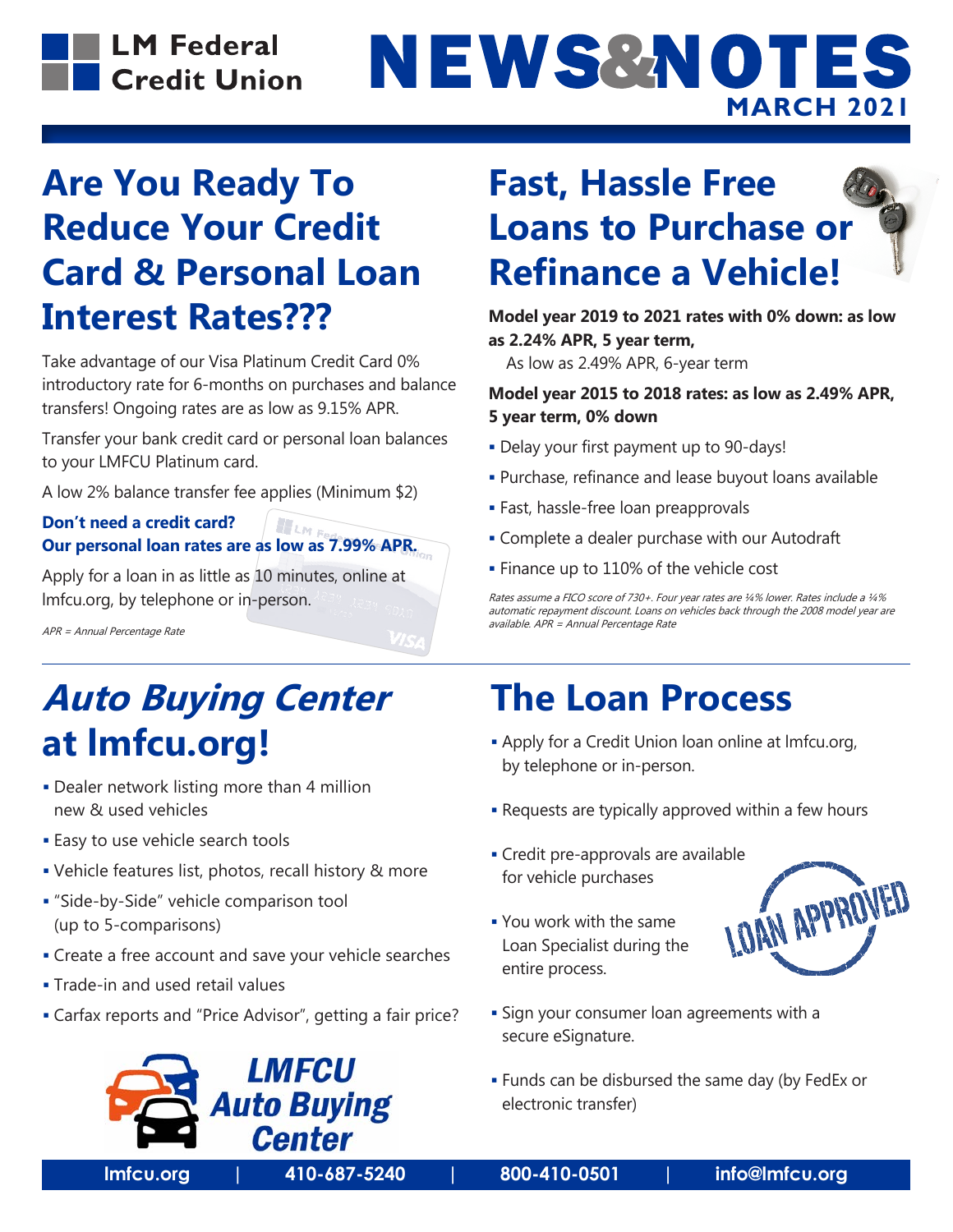LM Federal Credit Union

# NEWS&NOTES

MARCH 2021

## Are You Ready To Reduce Your Credit Card & Personal Loan Interest Rates???

Take advantage of our Visa Platinum Credit Card 0% introductory rate for 6-months on purchases and balance transfers! Ongoing rates are as low as 9.15% APR.

Transfer your bank credit card or personal loan balances to your LMFCU Platinum card.

A low 2% balance transfer fee applies (Minimum $2)

**Don't need a credit card?**
**Our personal loan rates are as low as 7.99% APR.**

Apply for a loan in as little as 10 minutes, online at lmfcu.org, by telephone or in-person.

*APR = Annual Percentage Rate*

## Fast, Hassle Free Loans to Purchase or Refinance a Vehicle!

**Model year 2019 to 2021 rates with 0% down: as low as 2.24% APR, 5 year term,**
As low as 2.49% APR, 6-year term

**Model year 2015 to 2018 rates: as low as 2.49% APR, 5 year term, 0% down**

- Delay your first payment up to 90-days!
- Purchase, refinance and lease buyout loans available
- Fast, hassle-free loan preapprovals
- Complete a dealer purchase with our Autodraft
- Finance up to 110% of the vehicle cost

*Rates assume a FICO score of 730+. Four year rates are ¼% lower. Rates include a ¼% automatic repayment discount. Loans on vehicles back through the 2008 model year are available. APR = Annual Percentage Rate*

## *Auto Buying Center* at lmfcu.org!

- Dealer network listing more than 4 million new & used vehicles
- Easy to use vehicle search tools
- Vehicle features list, photos, recall history & more
- "Side-by-Side" vehicle comparison tool (up to 5-comparisons)
- Create a free account and save your vehicle searches
- Trade-in and used retail values
- Carfax reports and "Price Advisor", getting a fair price?

LMFCU Auto Buying Center

## The Loan Process

- Apply for a Credit Union loan online at lmfcu.org, by telephone or in-person.
- Requests are typically approved within a few hours
- Credit pre-approvals are available for vehicle purchases
- You work with the same Loan Specialist during the entire process.
- Sign your consumer loan agreements with a secure eSignature.
- Funds can be disbursed the same day (by FedEx or electronic transfer)

lmfcu.org | 410-687-5240 | 800-410-0501 | info@lmfcu.org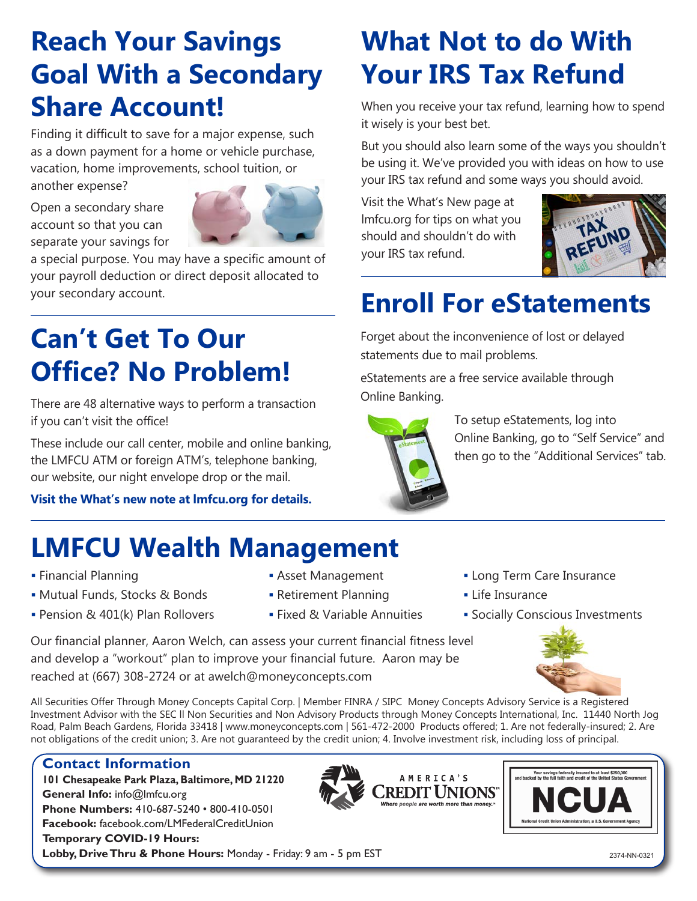# Reach Your Savings Goal With a Secondary Share Account!

Finding it difficult to save for a major expense, such as a down payment for a home or vehicle purchase, vacation, home improvements, school tuition, or another expense?

Open a secondary share account so that you can separate your savings for a special purpose. You may have a specific amount of your payroll deduction or direct deposit allocated to your secondary account.

# Can't Get To Our Office? No Problem!

There are 48 alternative ways to perform a transaction if you can't visit the office!

These include our call center, mobile and online banking, the LMFCU ATM or foreign ATM's, telephone banking, our website, our night envelope drop or the mail.

**Visit the What's new note at lmfcu.org for details.**

# What Not to do With Your IRS Tax Refund

When you receive your tax refund, learning how to spend it wisely is your best bet.

But you should also learn some of the ways you shouldn't be using it. We've provided you with ideas on how to use your IRS tax refund and some ways you should avoid.

Visit the What's New page at lmfcu.org for tips on what you should and shouldn't do with your IRS tax refund.

# Enroll For eStatements

Forget about the inconvenience of lost or delayed statements due to mail problems.

eStatements are a free service available through Online Banking.

To setup eStatements, log into Online Banking, go to "Self Service" and then go to the "Additional Services" tab.

# LMFCU Wealth Management

- Financial Planning
- Mutual Funds, Stocks & Bonds
- Pension & 401(k) Plan Rollovers
- Asset Management
- Retirement Planning
- Fixed & Variable Annuities
- Long Term Care Insurance
- Life Insurance
- Socially Conscious Investments

Our financial planner, Aaron Welch, can assess your current financial fitness level and develop a "workout" plan to improve your financial future. Aaron may be reached at (667) 308-2724 or at awelch@moneyconcepts.com

All Securities Offer Through Money Concepts Capital Corp. | Member FINRA / SIPC Money Concepts Advisory Service is a Registered Investment Advisor with the SEC ll Non Securities and Non Advisory Products through Money Concepts International, Inc. 11440 North Jog Road, Palm Beach Gardens, Florida 33418 | www.moneyconcepts.com | 561-472-2000 Products offered; 1. Are not federally-insured; 2. Are not obligations of the credit union; 3. Are not guaranteed by the credit union; 4. Involve investment risk, including loss of principal.

## Contact Information

**101 Chesapeake Park Plaza, Baltimore, MD 21220**
**General Info:** info@lmfcu.org
**Phone Numbers:** 410-687-5240 • 800-410-0501
**Facebook:** facebook.com/LMFederalCreditUnion
**Temporary COVID-19 Hours:**
**Lobby, Drive Thru & Phone Hours:** Monday - Friday: 9 am - 5 pm EST

AMERICA'S CREDIT UNIONS™ *Where people are worth more than money.*™

Your savings federally insured to at least $250,000 and backed by the full faith and credit of the United States Government
NCUA
National Credit Union Administration, a U.S. Government Agency

2374-NN-0321